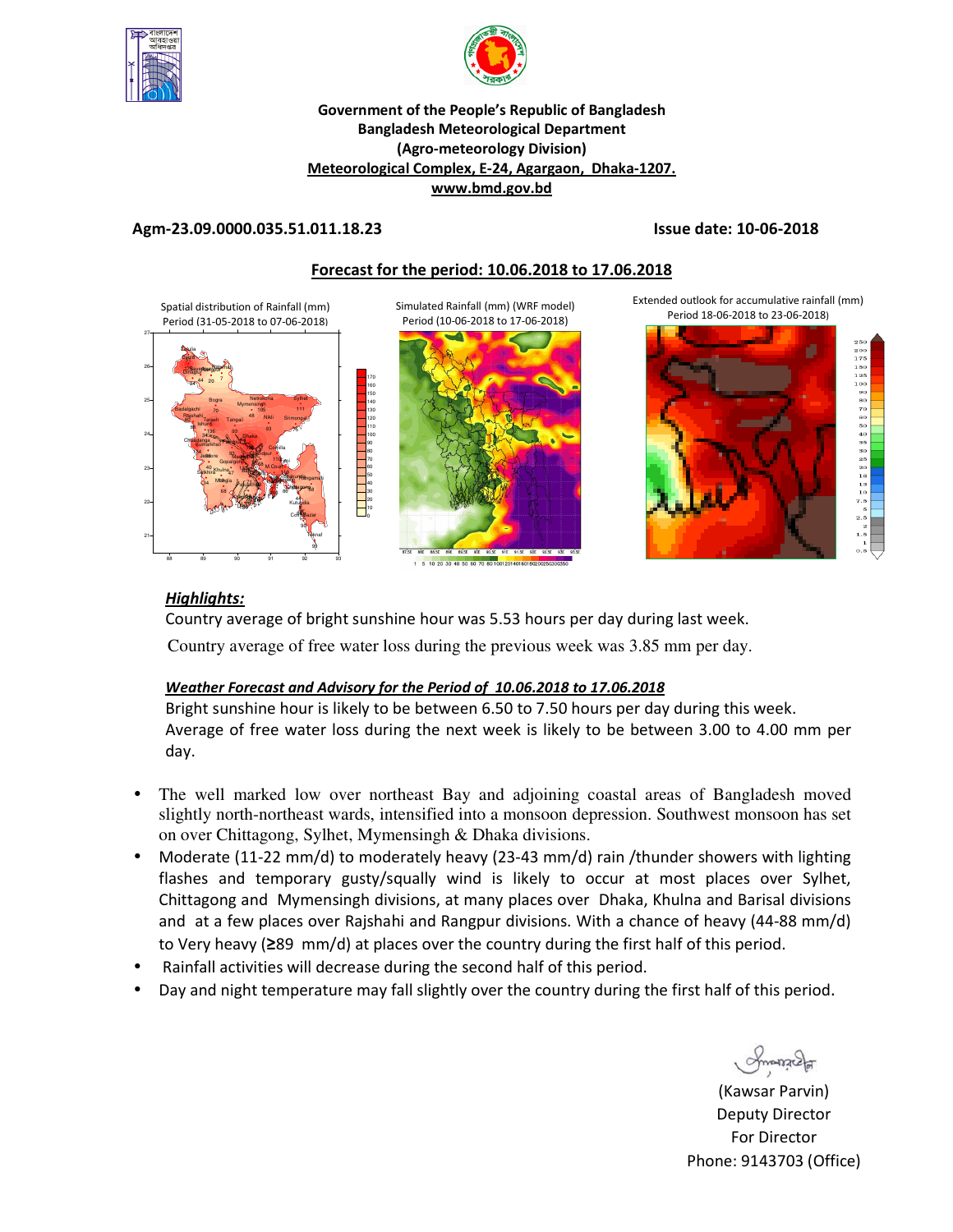**Government of the People's Republic of Bangladesh**
**Bangladesh Meteorological Department**
**(Agro-meteorology Division)**
**Meteorological Complex, E-24, Agargaon, Dhaka-1207.**
**www.bmd.gov.bd**

**Agm-23.09.0000.035.51.011.18.23** **Issue date: 10-06-2018**

## Forecast for the period: 10.06.2018 to 17.06.2018

Spatial distribution of Rainfall (mm) Period (31-05-2018 to 07-06-2018)

Simulated Rainfall (mm) (WRF model) Period (10-06-2018 to 17-06-2018)

Extended outlook for accumulative rainfall (mm) Period 18-06-2018 to 23-06-2018)

### *Highlights:*

Country average of bright sunshine hour was 5.53 hours per day during last week.

Country average of free water loss during the previous week was 3.85 mm per day.

### *Weather Forecast and Advisory for the Period of 10.06.2018 to 17.06.2018*

Bright sunshine hour is likely to be between 6.50 to 7.50 hours per day during this week.
Average of free water loss during the next week is likely to be between 3.00 to 4.00 mm per day.

- The well marked low over northeast Bay and adjoining coastal areas of Bangladesh moved slightly north-northeast wards, intensified into a monsoon depression. Southwest monsoon has set on over Chittagong, Sylhet, Mymensingh & Dhaka divisions.
- Moderate (11-22 mm/d) to moderately heavy (23-43 mm/d) rain /thunder showers with lighting flashes and temporary gusty/squally wind is likely to occur at most places over Sylhet, Chittagong and Mymensingh divisions, at many places over Dhaka, Khulna and Barisal divisions and at a few places over Rajshahi and Rangpur divisions. With a chance of heavy (44-88 mm/d) to Very heavy (≥89 mm/d) at places over the country during the first half of this period.
- Rainfall activities will decrease during the second half of this period.
- Day and night temperature may fall slightly over the country during the first half of this period.

(Kawsar Parvin)
Deputy Director
For Director
Phone: 9143703 (Office)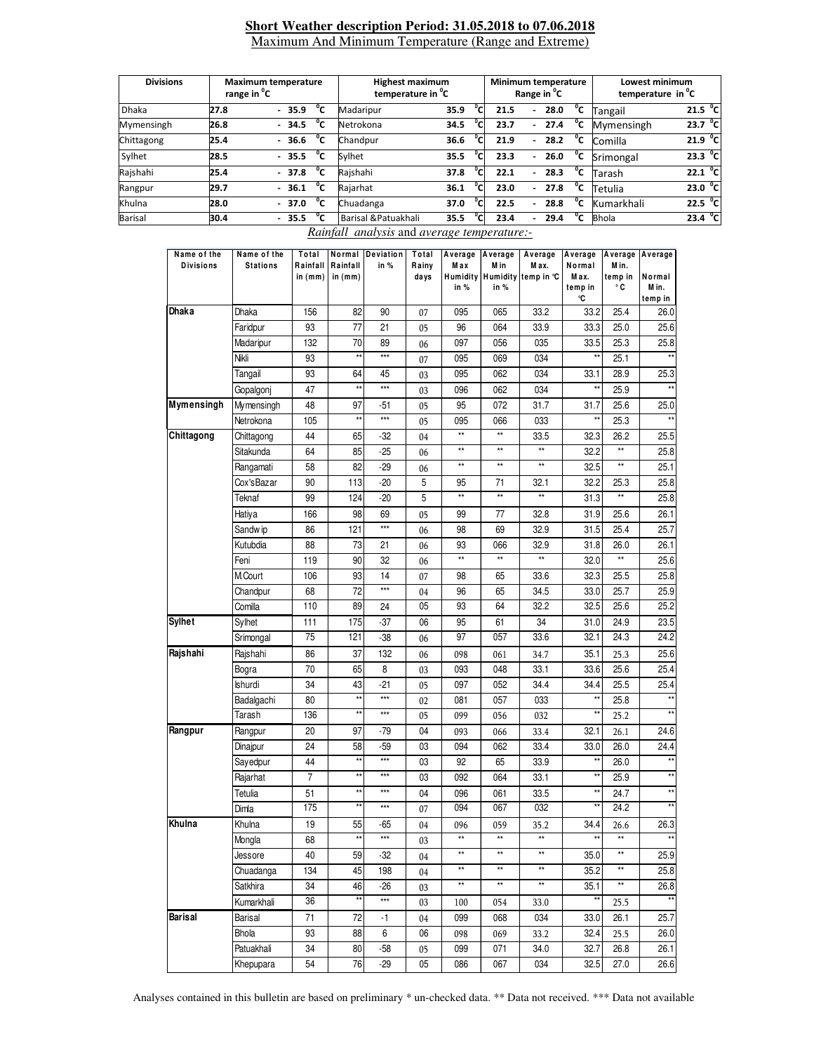**Short Weather description Period: 31.05.2018 to 07.06.2018**

Maximum And Minimum Temperature (Range and Extreme)

| Divisions | Maximum temperature range in °C | Highest maximum temperature in °C | | Minimum temperature Range in °C | Lowest minimum temperature in °C | |
|---|---|---|---|---|---|---|
| Dhaka | 27.8 - 35.9 °C | Madaripur | 35.9 °C | 21.5 - 28.0 °C | Tangail | 21.5 °C |
| Mymensingh | 26.8 - 34.5 °C | Netrokona | 34.5 °C | 23.7 - 27.4 °C | Mymensingh | 23.7 °C |
| Chittagong | 25.4 - 36.6 °C | Chandpur | 36.6 °C | 21.9 - 28.2 °C | Comilla | 21.9 °C |
| Sylhet | 28.5 - 35.5 °C | Sylhet | 35.5 °C | 23.3 - 26.0 °C | Srimongal | 23.3 °C |
| Rajshahi | 25.4 - 37.8 °C | Rajshahi | 37.8 °C | 22.1 - 28.3 °C | Tarash | 22.1 °C |
| Rangpur | 29.7 - 36.1 °C | Rajarhat | 36.1 °C | 23.0 - 27.8 °C | Tetulia | 23.0 °C |
| Khulna | 28.0 - 37.0 °C | Chuadanga | 37.0 °C | 22.5 - 28.8 °C | Kumarkhali | 22.5 °C |
| Barisal | 30.4 - 35.5 °C | Barisal &Patuakhali | 35.5 °C | 23.4 - 29.4 °C | Bhola | 23.4 °C |

*Rainfall analysis* and *average temperature:-*

| Name of the Divisions | Name of the Stations | Total Rainfall in (mm) | Normal Rainfall in (mm) | Deviation in % | Total Rainy days | Average Max Humidity in % | Average Min Humidity in % | Average Max. temp in °C | Average Normal Max. temp in °C | Average Min. temp in °C | Average Normal Min. temp in |
|---|---|---|---|---|---|---|---|---|---|---|---|
| **Dhaka** | Dhaka | 156 | 82 | 90 | 07 | 095 | 065 | 33.2 | 33.2 | 25.4 | 26.0 |
| | Faridpur | 93 | 77 | 21 | 05 | 96 | 064 | 33.9 | 33.3 | 25.0 | 25.6 |
| | Madaripur | 132 | 70 | 89 | 06 | 097 | 056 | 035 | 33.5 | 25.3 | 25.8 |
| | Nikli | 93 | ** | *** | 07 | 095 | 069 | 034 | ** | 25.1 | ** |
| | Tangail | 93 | 64 | 45 | 03 | 095 | 062 | 034 | 33.1 | 28.9 | 25.3 |
| | Gopalgonj | 47 | ** | *** | 03 | 096 | 062 | 034 | ** | 25.9 | ** |
| **Mymensingh** | Mymensingh | 48 | 97 | -51 | 05 | 95 | 072 | 31.7 | 31.7 | 25.6 | 25.0 |
| | Netrokona | 105 | ** | *** | 05 | 095 | 066 | 033 | ** | 25.3 | ** |
| **Chittagong** | Chittagong | 44 | 65 | -32 | 04 | ** | ** | 33.5 | 32.3 | 26.2 | 25.5 |
| | Sitakunda | 64 | 85 | -25 | 06 | ** | ** | ** | 32.2 | ** | 25.8 |
| | Rangamati | 58 | 82 | -29 | 06 | ** | ** | ** | 32.5 | ** | 25.1 |
| | Cox'sBazar | 90 | 113 | -20 | 5 | 95 | 71 | 32.1 | 32.2 | 25.3 | 25.8 |
| | Teknaf | 99 | 124 | -20 | 5 | ** | ** | ** | 31.3 | ** | 25.8 |
| | Hatiya | 166 | 98 | 69 | 05 | 99 | 77 | 32.8 | 31.9 | 25.6 | 26.1 |
| | Sandwip | 86 | 121 | *** | 06 | 98 | 69 | 32.9 | 31.5 | 25.4 | 25.7 |
| | Kutubdia | 88 | 73 | 21 | 06 | 93 | 066 | 32.9 | 31.8 | 26.0 | 26.1 |
| | Feni | 119 | 90 | 32 | 06 | ** | ** | ** | 32.0 | ** | 25.6 |
| | M.Court | 106 | 93 | 14 | 07 | 98 | 65 | 33.6 | 32.3 | 25.5 | 25.8 |
| | Chandpur | 68 | 72 | *** | 04 | 96 | 65 | 34.5 | 33.0 | 25.7 | 25.9 |
| | Comilla | 110 | 89 | 24 | 05 | 93 | 64 | 32.2 | 32.5 | 25.6 | 25.2 |
| **Sylhet** | Sylhet | 111 | 175 | -37 | 06 | 95 | 61 | 34 | 31.0 | 24.9 | 23.5 |
| | Srimongal | 75 | 121 | -38 | 06 | 97 | 057 | 33.6 | 32.1 | 24.3 | 24.2 |
| **Rajshahi** | Rajshahi | 86 | 37 | 132 | 06 | 098 | 061 | 34.7 | 35.1 | 25.3 | 25.6 |
| | Bogra | 70 | 65 | 8 | 03 | 093 | 048 | 33.1 | 33.6 | 25.6 | 25.4 |
| | Ishurdi | 34 | 43 | -21 | 05 | 097 | 052 | 34.4 | 34.4 | 25.5 | 25.4 |
| | Badalgachi | 80 | ** | *** | 02 | 081 | 057 | 033 | ** | 25.8 | ** |
| | Tarash | 136 | ** | *** | 05 | 099 | 056 | 032 | ** | 25.2 | ** |
| **Rangpur** | Rangpur | 20 | 97 | -79 | 04 | 093 | 066 | 33.4 | 32.1 | 26.1 | 24.6 |
| | Dinajpur | 24 | 58 | -59 | 03 | 094 | 062 | 33.4 | 33.0 | 26.0 | 24.4 |
| | Sayedpur | 44 | ** | *** | 03 | 92 | 65 | 33.9 | ** | 26.0 | ** |
| | Rajarhat | 7 | ** | *** | 03 | 092 | 064 | 33.1 | ** | 25.9 | ** |
| | Tetulia | 51 | ** | *** | 04 | 096 | 061 | 33.5 | ** | 24.7 | ** |
| | Dimla | 175 | ** | *** | 07 | 094 | 067 | 032 | ** | 24.2 | ** |
| **Khulna** | Khulna | 19 | 55 | -65 | 04 | 096 | 059 | 35.2 | 34.4 | 26.6 | 26.3 |
| | Mongla | 68 | ** | *** | 03 | ** | ** | ** | ** | ** | ** |
| | Jessore | 40 | 59 | -32 | 04 | ** | ** | ** | 35.0 | ** | 25.9 |
| | Chuadanga | 134 | 45 | 198 | 04 | ** | ** | ** | 35.2 | ** | 25.8 |
| | Satkhira | 34 | 46 | -26 | 03 | ** | ** | ** | 35.1 | ** | 26.8 |
| | Kumarkhali | 36 | ** | *** | 03 | 100 | 054 | 33.0 | ** | 25.5 | ** |
| **Barisal** | Barisal | 71 | 72 | -1 | 04 | 099 | 068 | 034 | 33.0 | 26.1 | 25.7 |
| | Bhola | 93 | 88 | 6 | 06 | 098 | 069 | 33.2 | 32.4 | 25.5 | 26.0 |
| | Patuakhali | 34 | 80 | -58 | 05 | 099 | 071 | 34.0 | 32.7 | 26.8 | 26.1 |
| | Khepupara | 54 | 76 | -29 | 05 | 086 | 067 | 034 | 32.5 | 27.0 | 26.6 |

Analyses contained in this bulletin are based on preliminary * un-checked data. ** Data not received. *** Data not available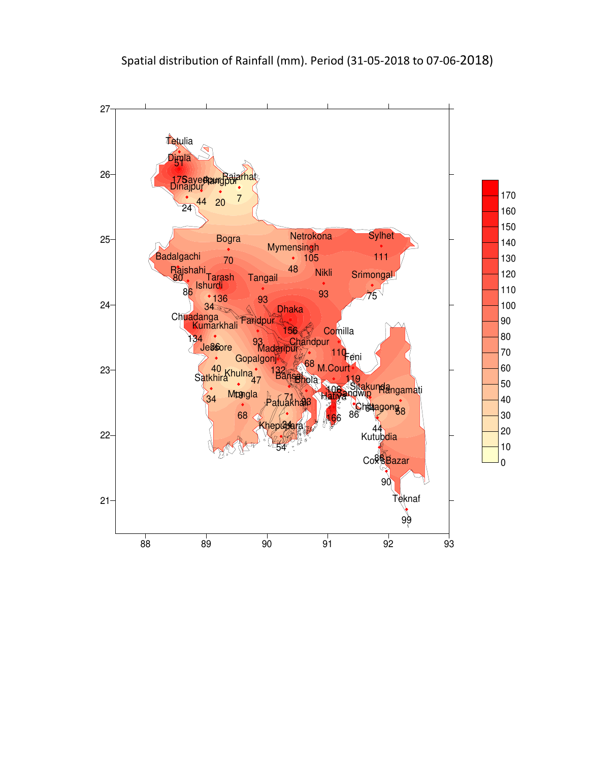Spatial distribution of Rainfall (mm). Period (31-05-2018 to 07-06-2018)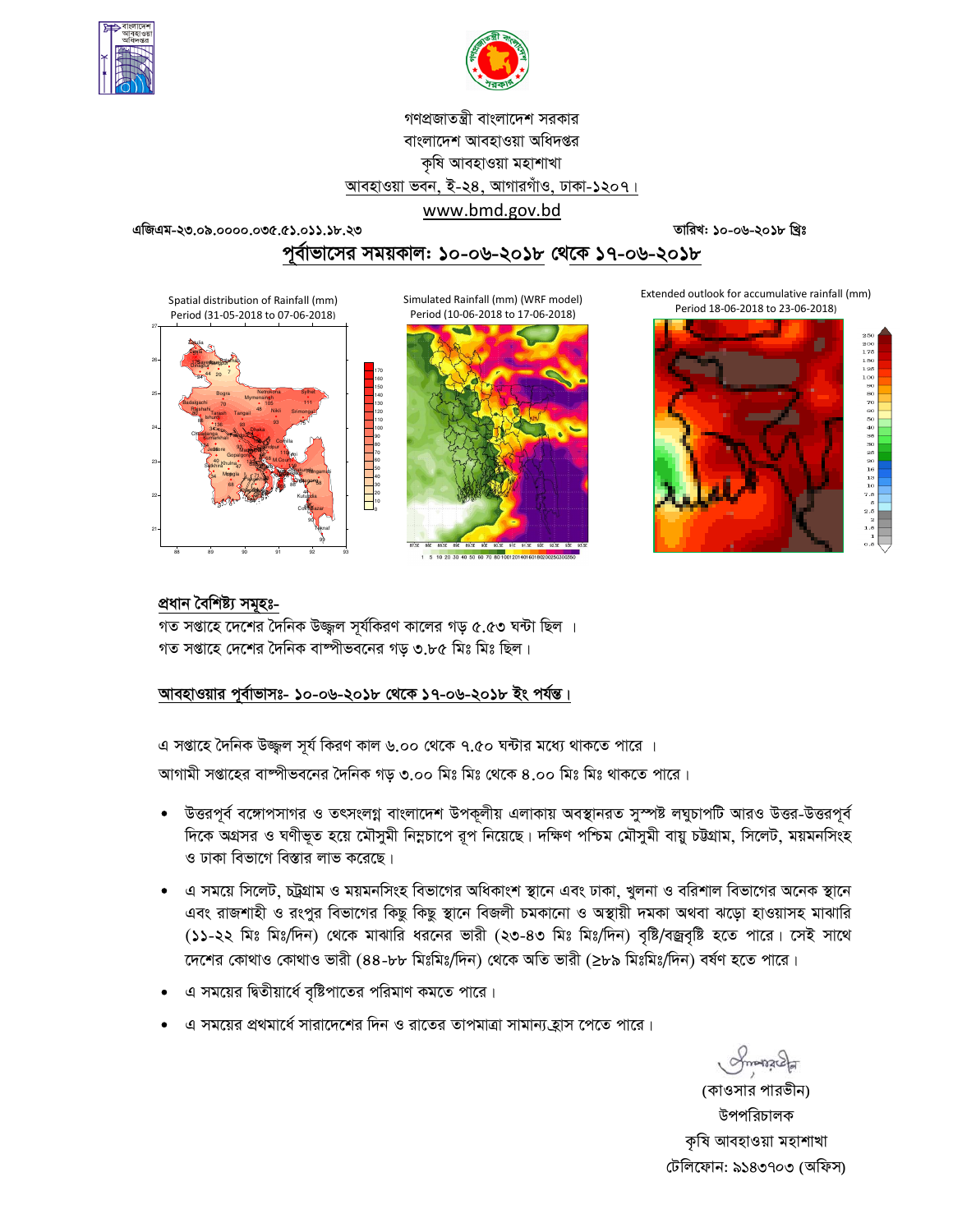গণপ্রজাতন্ত্রী বাংলাদেশ সরকার
বাংলাদেশ আবহাওয়া অধিদপ্তর
কৃষি আবহাওয়া মহাশাখা
আবহাওয়া ভবন, ই-২৪, আগারগাঁও, ঢাকা-১২০৭।
www.bmd.gov.bd

এজিএম-২৩.০৯.০০০০.০৩৫.৫১.০১১.১৮.২৩ তারিখ: ১০-০৬-২০১৮ খ্রিঃ

## পূর্বাভাসের সময়কাল: ১০-০৬-২০১৮ থেকে ১৭-০৬-২০১৮

Spatial distribution of Rainfall (mm) Period (31-05-2018 to 07-06-2018)

Simulated Rainfall (mm) (WRF model) Period (10-06-2018 to 17-06-2018)

Extended outlook for accumulative rainfall (mm) Period 18-06-2018 to 23-06-2018)

### প্রধান বৈশিষ্ট্য সমূহঃ-

গত সপ্তাহে দেশের দৈনিক উজ্জ্বল সূর্যকিরণ কালের গড় ৫.৫৩ ঘন্টা ছিল ।
গত সপ্তাহে দেশের দৈনিক বাষ্পীভবনের গড় ৩.৮৫ মিঃ মিঃ ছিল।

### আবহাওয়ার পূর্বাভাসঃ- ১০-০৬-২০১৮ থেকে ১৭-০৬-২০১৮ ইং পর্যন্ত।

এ সপ্তাহে দৈনিক উজ্জ্বল সূর্য কিরণ কাল ৬.০০ থেকে ৭.৫০ ঘন্টার মধ্যে থাকতে পারে ।
আগামী সপ্তাহের বাষ্পীভবনের দৈনিক গড় ৩.০০ মিঃ মিঃ থেকে ৪.০০ মিঃ মিঃ থাকতে পারে।

- উত্তরপূর্ব বঙ্গোপসাগর ও তৎসংলগ্ন বাংলাদেশ উপকূলীয় এলাকায় অবস্থানরত সুস্পষ্ট লঘুচাপটি আরও উত্তর-উত্তরপূর্ব দিকে অগ্রসর ও ঘণীভূত হয়ে মৌসুমী নিম্নচাপে রূপ নিয়েছে। দক্ষিণ পশ্চিম মৌসুমী বায়ু চট্টগ্রাম, সিলেট, ময়মনসিংহ ও ঢাকা বিভাগে বিস্তার লাভ করেছে।
- এ সময়ে সিলেট, চট্টগ্রাম ও ময়মনসিংহ বিভাগের অধিকাংশ স্থানে এবং ঢাকা, খুলনা ও বরিশাল বিভাগের অনেক স্থানে এবং রাজশাহী ও রংপুর বিভাগের কিছু কিছু স্থানে বিজলী চমকানো ও অস্থায়ী দমকা অথবা ঝড়ো হাওয়াসহ মাঝারি (১১-২২ মিঃ মিঃ/দিন) থেকে মাঝারি ধরনের ভারী (২৩-৪৩ মিঃ মিঃ/দিন) বৃষ্টি/বজ্রবৃষ্টি হতে পারে। সেই সাথে দেশের কোথাও কোথাও ভারী (৪৪-৮৮ মিঃমিঃ/দিন) থেকে অতি ভারী (≥৮৯ মিঃমিঃ/দিন) বর্ষণ হতে পারে।
- এ সময়ের দ্বিতীয়ার্ধে বৃষ্টিপাতের পরিমাণ কমতে পারে।
- এ সময়ের প্রথমার্ধে সারাদেশের দিন ও রাতের তাপমাত্রা সামান্য হ্রাস পেতে পারে।

(কাওসার পারভীন)
উপপরিচালক
কৃষি আবহাওয়া মহাশাখা
টেলিফোন: ৯১৪৩৭০৩ (অফিস)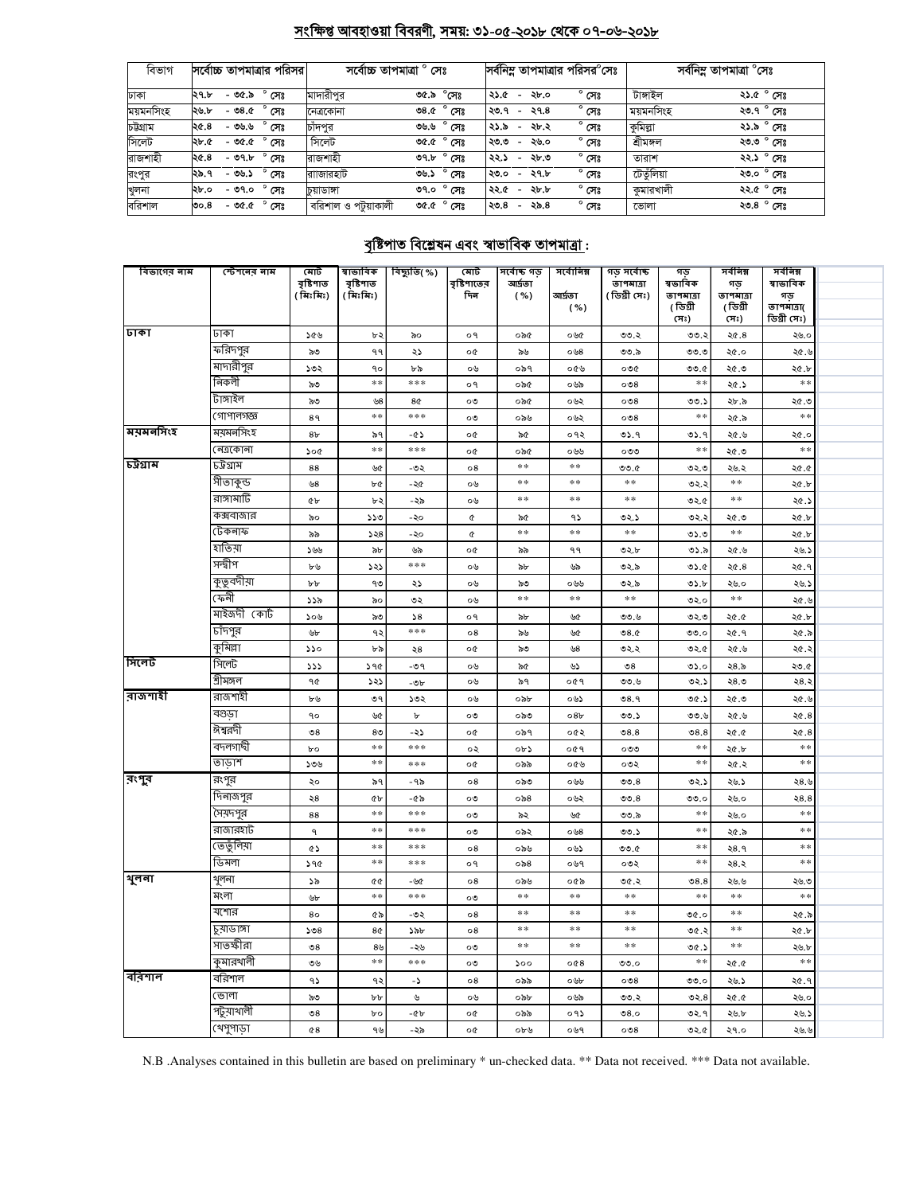## সংক্ষিপ্ত আবহাওয়া বিবরণী, সময়: ৩১-০৫-২০১৮ থেকে ০৭-০৬-২০১৮

| বিভাগ | সর্বোচ্চ তাপমাত্রার পরিসর | সর্বোচ্চ তাপমাত্রা ° সেঃ | | সর্বনিম্ন তাপমাত্রার পরিসর°সেঃ | সর্বনিম্ন তাপমাত্রা °সেঃ | |
|---|---|---|---|---|---|---|
| ঢাকা | ২৭.৮ - ৩৫.৯ ° সেঃ | মাদারীপুর | ৩৫.৯ °সেঃ | ২১.৫ - ২৮.০ ° সেঃ | টাঙ্গাইল | ২১.৫ ° সেঃ |
| ময়মনসিংহ | ২৬.৮ - ৩৪.৫ ° সেঃ | নেত্রকোনা | ৩৪.৫ ° সেঃ | ২৩.৭ - ২৭.৪ ° সেঃ | ময়মনসিংহ | ২৩.৭ ° সেঃ |
| চট্টগ্রাম | ২৫.৪ - ৩৬.৬ ° সেঃ | চাঁদপুর | ৩৬.৬ ° সেঃ | ২১.৯ - ২৮.২ ° সেঃ | কুমিল্লা | ২১.৯ ° সেঃ |
| সিলেট | ২৮.৫ - ৩৫.৫ ° সেঃ | সিলেট | ৩৫.৫ ° সেঃ | ২৩.৩ - ২৬.০ ° সেঃ | শ্রীমঙ্গল | ২৩.৩ ° সেঃ |
| রাজশাহী | ২৫.৪ - ৩৭.৮ ° সেঃ | রাজশাহী | ৩৭.৮ ° সেঃ | ২২.১ - ২৮.৩ ° সেঃ | তারাশ | ২২.১ ° সেঃ |
| রংপুর | ২৯.৭ - ৩৬.১ ° সেঃ | রাজারহাট | ৩৬.১ ° সেঃ | ২৩.০ - ২৭.৮ ° সেঃ | তেঁতুলিয়া | ২৩.০ ° সেঃ |
| খুলনা | ২৮.০ - ৩৭.০ ° সেঃ | চুয়াডাঙ্গা | ৩৭.০ ° সেঃ | ২২.৫ - ২৮.৮ ° সেঃ | কুমারখালী | ২২.৫ ° সেঃ |
| বরিশাল | ৩০.৪ - ৩৫.৫ ° সেঃ | বরিশাল ও পটুয়াকালী | ৩৫.৫ ° সেঃ | ২৩.৪ - ২৯.৪ ° সেঃ | ভোলা | ২৩.৪ ° সেঃ |

## বৃষ্টিপাত বিশ্লেষন এবং স্বাভাবিক তাপমাত্রা :

| বিভাগের নাম | স্টেশনের নাম | মোট বৃষ্টিপাত (মিঃমিঃ) | স্বাভাবিক বৃষ্টিপাত (মিঃমিঃ) | বিচ্যুতি(%) | মোট বৃষ্টিপাতের দিন | সর্বোচ্চ গড় আর্দ্রতা (%) | সর্বোনিম্ন আর্দ্রতা (%) | গড় সর্বোচ্চ তাপমাত্রা (ডিগ্রী সেঃ) | গড় স্বভাবিক তাপমাত্রা (ডিগ্রী সেঃ) | সর্বনিম্ন গড় তাপমাত্রা (ডিগ্রী সেঃ) | সর্বনিম্ন স্বাভাবিক গড় তাপমাত্রা(ডিগ্রী সেঃ) |
|---|---|---|---|---|---|---|---|---|---|---|---|
| ঢাকা | ঢাকা | ১৫৬ | ৮২ | ৯০ | ০৭ | ০৯৫ | ০৬৫ | ৩৩.২ | ৩৩.২ | ২৫.৪ | ২৬.০ |
| | ফরিদপুর | ৯৩ | ৭৭ | ২১ | ০৫ | ৯৬ | ০৬৪ | ৩৩.৯ | ৩৩.৩ | ২৫.০ | ২৫.৬ |
| | মাদারীপুর | ১৩২ | ৭০ | ৮৯ | ০৬ | ০৯৭ | ০৫৬ | ০৩৫ | ৩৩.৫ | ২৫.৩ | ২৫.৮ |
| | নিকলী | ৯৩ | ** | *** | ০৭ | ০৯৫ | ০৬৯ | ০৩৪ | ** | ২৫.১ | ** |
| | টাঙ্গাইল | ৯৩ | ৬৪ | ৪৫ | ০৩ | ০৯৫ | ০৬২ | ০৩৪ | ৩৩.১ | ২৮.৯ | ২৫.৩ |
| | গোপালগঞ্জ | ৪৭ | ** | *** | ০৩ | ০৯৬ | ০৬২ | ০৩৪ | ** | ২৫.৯ | ** |
| ময়মনসিংহ | ময়মনসিংহ | ৪৮ | ৯৭ | -৫১ | ০৫ | ৯৫ | ০৭২ | ৩১.৭ | ৩১.৭ | ২৫.৬ | ২৫.০ |
| | নেত্রকোনা | ১০৫ | ** | *** | ০৫ | ০৯৫ | ০৬৬ | ০৩৩ | ** | ২৫.৩ | ** |
| চট্টগ্রাম | চট্টগ্রাম | ৪৪ | ৬৫ | -৩২ | ০৪ | ** | ** | ৩৩.৫ | ৩২.৩ | ২৬.২ | ২৫.৫ |
| | সীতাকুন্ড | ৬৪ | ৮৫ | -২৫ | ০৬ | ** | ** | ** | ৩২.২ | ** | ২৫.৮ |
| | রাঙ্গামাটি | ৫৮ | ৮২ | -২৯ | ০৬ | ** | ** | ** | ৩২.৫ | ** | ২৫.১ |
| | কক্সবাজার | ৯০ | ১১৩ | -২০ | ৫ | ৯৫ | ৭১ | ৩২.১ | ৩২.২ | ২৫.৩ | ২৫.৮ |
| | টেকনাফ | ৯৯ | ১২৪ | -২০ | ৫ | ** | ** | ** | ৩১.৩ | ** | ২৫.৮ |
| | হাতিয়া | ১৬৬ | ৯৮ | ৬৯ | ০৫ | ৯৯ | ৭৭ | ৩২.৮ | ৩১.৯ | ২৫.৬ | ২৬.১ |
| | সন্দ্বীপ | ৮৬ | ১২১ | *** | ০৬ | ৯৮ | ৬৯ | ৩২.৯ | ৩১.৫ | ২৫.৪ | ২৫.৭ |
| | কুতুবদীয়া | ৮৮ | ৭৩ | ২১ | ০৬ | ৯৩ | ০৬৬ | ৩২.৯ | ৩১.৮ | ২৬.০ | ২৬.১ |
| | ফেনী | ১১৯ | ৯০ | ৩২ | ০৬ | ** | ** | ** | ৩২.০ | ** | ২৫.৬ |
| | মাইজদী কোর্ট | ১০৬ | ৯৩ | ১৪ | ০৭ | ৯৮ | ৬৫ | ৩৩.৬ | ৩২.৩ | ২৫.৫ | ২৫.৮ |
| | চাঁদপুর | ৬৮ | ৭২ | *** | ০৪ | ৯৬ | ৬৫ | ৩৪.৫ | ৩৩.০ | ২৫.৭ | ২৫.৯ |
| | কুমিল্লা | ১১০ | ৮৯ | ২৪ | ০৫ | ৯৩ | ৬৪ | ৩২.২ | ৩২.৫ | ২৫.৬ | ২৫.২ |
| সিলেট | সিলেট | ১১১ | ১৭৫ | -৩৭ | ০৬ | ৯৫ | ৬১ | ৩৪ | ৩১.০ | ২৪.৯ | ২৩.৫ |
| | শ্রীমঙ্গল | ৭৫ | ১২১ | -৩৮ | ০৬ | ৯৭ | ০৫৭ | ৩৩.৬ | ৩২.১ | ২৪.৩ | ২৪.২ |
| রাজশাহী | রাজশাহী | ৮৬ | ৩৭ | ১৩২ | ০৬ | ০৯৮ | ০৬১ | ৩৪.৭ | ৩৫.১ | ২৫.৩ | ২৫.৬ |
| | বগুড়া | ৭০ | ৬৫ | ৮ | ০৩ | ০৯৩ | ০৪৮ | ৩৩.১ | ৩৩.৬ | ২৫.৬ | ২৫.৪ |
| | ঈশ্বরদী | ৩৪ | ৪৩ | -২১ | ০৫ | ০৯৭ | ০৫২ | ৩৪.৪ | ৩৪.৪ | ২৫.৫ | ২৫.৪ |
| | বদলগাছী | ৮০ | ** | *** | ০২ | ০৮১ | ০৫৭ | ০৩৩ | ** | ২৫.৮ | ** |
| | তাড়াশ | ১৩৬ | ** | *** | ০৫ | ০৯৯ | ০৫৬ | ০৩২ | ** | ২৫.২ | ** |
| রংপুর | রংপুর | ২০ | ৯৭ | -৭৯ | ০৪ | ০৯৩ | ০৬৬ | ৩৩.৪ | ৩২.১ | ২৬.১ | ২৪.৬ |
| | দিনাজপুর | ২৪ | ৫৮ | -৫৯ | ০৩ | ০৯৪ | ০৬২ | ৩৩.৪ | ৩৩.০ | ২৬.০ | ২৪.৪ |
| | সৈয়দপুর | ৪৪ | ** | *** | ০৩ | ৯২ | ৬৫ | ৩৩.৯ | ** | ২৬.০ | ** |
| | রাজারহাট | ৭ | ** | *** | ০৩ | ০৯২ | ০৬৪ | ৩৩.১ | ** | ২৫.৯ | ** |
| | তেতুঁলিয়া | ৫১ | ** | *** | ০৪ | ০৯৬ | ০৬১ | ৩৩.৫ | ** | ২৪.৭ | ** |
| | ডিমলা | ১৭৫ | ** | *** | ০৭ | ০৯৪ | ০৬৭ | ০৩২ | ** | ২৪.২ | ** |
| খুলনা | খুলনা | ১৯ | ৫৫ | -৬৫ | ০৪ | ০৯৬ | ০৫৯ | ৩৫.২ | ৩৪.৪ | ২৬.৬ | ২৬.৩ |
| | মংলা | ৬৮ | ** | *** | ০৩ | ** | ** | ** | ** | ** | ** |
| | যশোর | ৪০ | ৫৯ | -৩২ | ০৪ | ** | ** | ** | ৩৫.০ | ** | ২৫.৯ |
| | চুয়াডাঙ্গা | ১৩৪ | ৪৫ | ১৯৮ | ০৪ | ** | ** | ** | ৩৫.২ | ** | ২৫.৮ |
| | সাতক্ষীরা | ৩৪ | ৪৬ | -২৬ | ০৩ | ** | ** | ** | ৩৫.১ | ** | ২৬.৮ |
| | কুমারখালী | ৩৬ | ** | *** | ০৩ | ১০০ | ০৫৪ | ৩৩.০ | ** | ২৫.৫ | ** |
| বরিশাল | বরিশাল | ৭১ | ৭২ | -১ | ০৪ | ০৯৯ | ০৬৮ | ০৩৪ | ৩৩.০ | ২৬.১ | ২৫.৭ |
| | ভোলা | ৯৩ | ৮৮ | ৬ | ০৬ | ০৯৮ | ০৬৯ | ৩৩.২ | ৩২.৪ | ২৫.৫ | ২৬.০ |
| | পটুয়াখালী | ৩৪ | ৮০ | -৫৮ | ০৫ | ০৯৯ | ০৭১ | ৩৪.০ | ৩২.৭ | ২৬.৮ | ২৬.১ |
| | খেপুপাড়া | ৫৪ | ৭৬ | -২৯ | ০৫ | ০৮৬ | ০৬৭ | ০৩৪ | ৩২.৫ | ২৭.০ | ২৬.৬ |

N.B .Analyses contained in this bulletin are based on preliminary * un-checked data. ** Data not received. *** Data not available.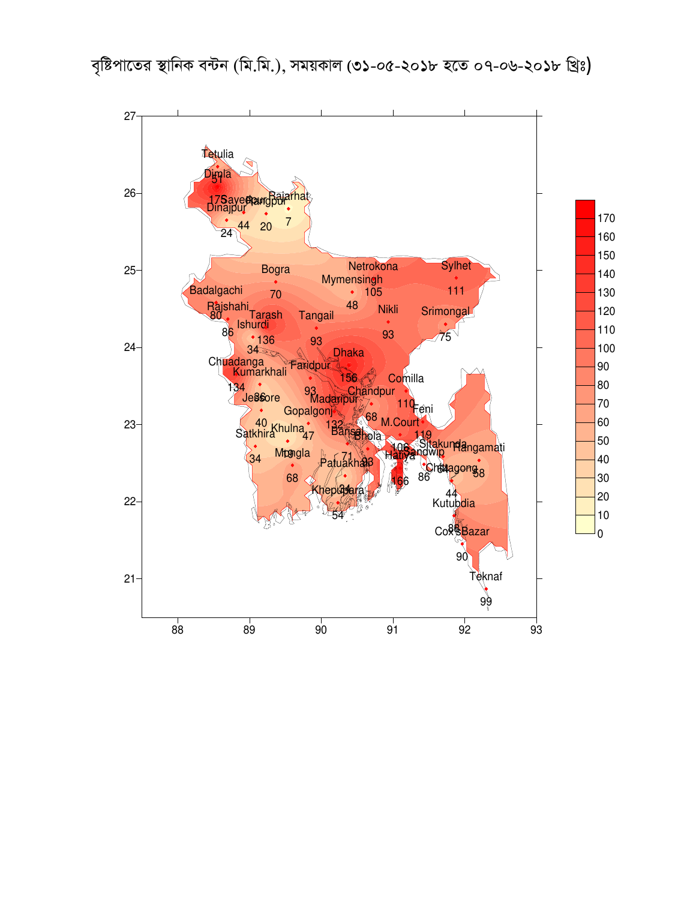# বৃষ্টিপাতের স্থানিক বন্টন (মি.মি.), সময়কাল (৩১-০৫-২০১৮ হতে ০৭-০৬-২০১৮ খ্রিঃ)

27
26
25
24
23
22
21

88
89
90
91
92
93

Tetulia
Dimla
51
175
Sayedpur
Rangpur
Rajarhat
Dinajpur
44
20
7
24
Bogra
70
Netrokona
Mymensingh
105
Sylhet
111
Badalgachi
Rajshahi
80
Tarash
Ishurdi
86
136
34
Tangail
93
48
Nikli
93
Srimongal
75
Dhaka
156
Chuadanga
Faridpur
Kumarkhali
134
86
93
Comilla
Chandpur
110
Jessore
Madaripur
68
Gopalgonj
40
132
Feni
M.Court
119
Satkhira
Khulna
47
Barisal
Bhola
106
Sitakunda
Hatiya
Sandwip
Rangamati
34
Mongla
19
71
Patuakhali
93
Chittagong
86
64
58
68
166
44
Khepupara
34
54
Kutubdia
88
Cox's Bazar
90
Teknaf
99

0
10
20
30
40
50
60
70
80
90
100
110
120
130
140
150
160
170